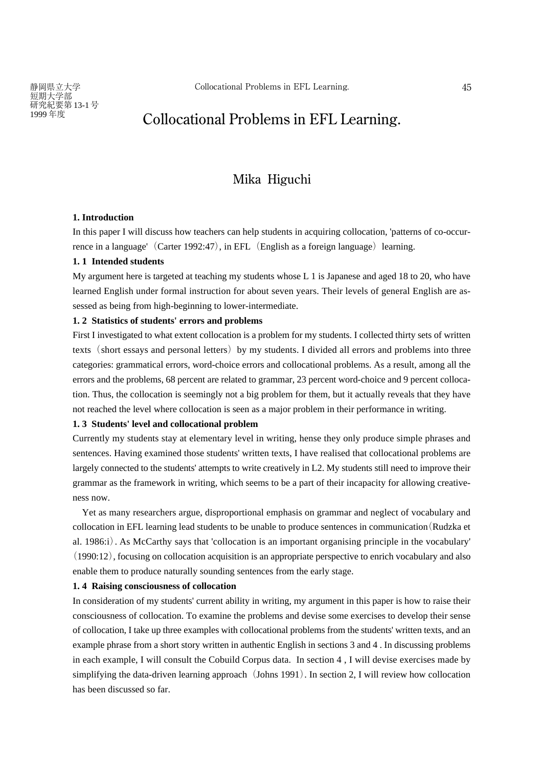# Collocational Problems in EFL Learning.

## Mika Higuchi

### 1. Introduction

In this paper I will discuss how teachers can help students in acquiring collocation, 'patterns of co-occurrence in a language'（Carter 1992:47）, in EFL（English as a foreign language）learning.

#### 1. 1 Intended students

My argument here is targeted at teaching my students whose L 1 is Japanese and aged 18 to 20, who have learned English under formal instruction for about seven years. Their levels of general English are assessed as being from high-beginning to lower-intermediate.

#### 1. 2 Statistics of students' errors and problems

First I investigated to what extent collocation is a problem for my students. I collected thirty sets of written texts（short essays and personal letters）by my students. I divided all errors and problems into three categories: grammatical errors, word-choice errors and collocational problems. As a result, among all the errors and the problems, 68 percent are related to grammar, 23 percent word-choice and 9 percent collocation. Thus, the collocation is seemingly not a big problem for them, but it actually reveals that they have not reached the level where collocation is seen as a major problem in their performance in writing.

#### 1. 3 Students' level and collocational problem

Currently my students stay at elementary level in writing, hense they only produce simple phrases and sentences. Having examined those students' written texts, I have realised that collocational problems are largely connected to the students' attempts to write creatively in L2. My students still need to improve their grammar as the framework in writing, which seems to be a part of their incapacity for allowing creativeness now.

Yet as many researchers argue, disproportional emphasis on grammar and neglect of vocabulary and collocation in EFL learning lead students to be unable to produce sentences in communication（Rudzka et al. 1986:i）. As McCarthy says that 'collocation is an important organising principle in the vocabulary'（1990:12）, focusing on collocation acquisition is an appropriate perspective to enrich vocabulary and also enable them to produce naturally sounding sentences from the early stage.

#### 1. 4 Raising consciousness of collocation

In consideration of my students' current ability in writing, my argument in this paper is how to raise their consciousness of collocation. To examine the problems and devise some exercises to develop their sense of collocation, I take up three examples with collocational problems from the students' written texts, and an example phrase from a short story written in authentic English in sections 3 and 4 . In discussing problems in each example, I will consult the Cobuild Corpus data. In section 4 , I will devise exercises made by simplifying the data-driven learning approach（Johns 1991）. In section 2, I will review how collocation has been discussed so far.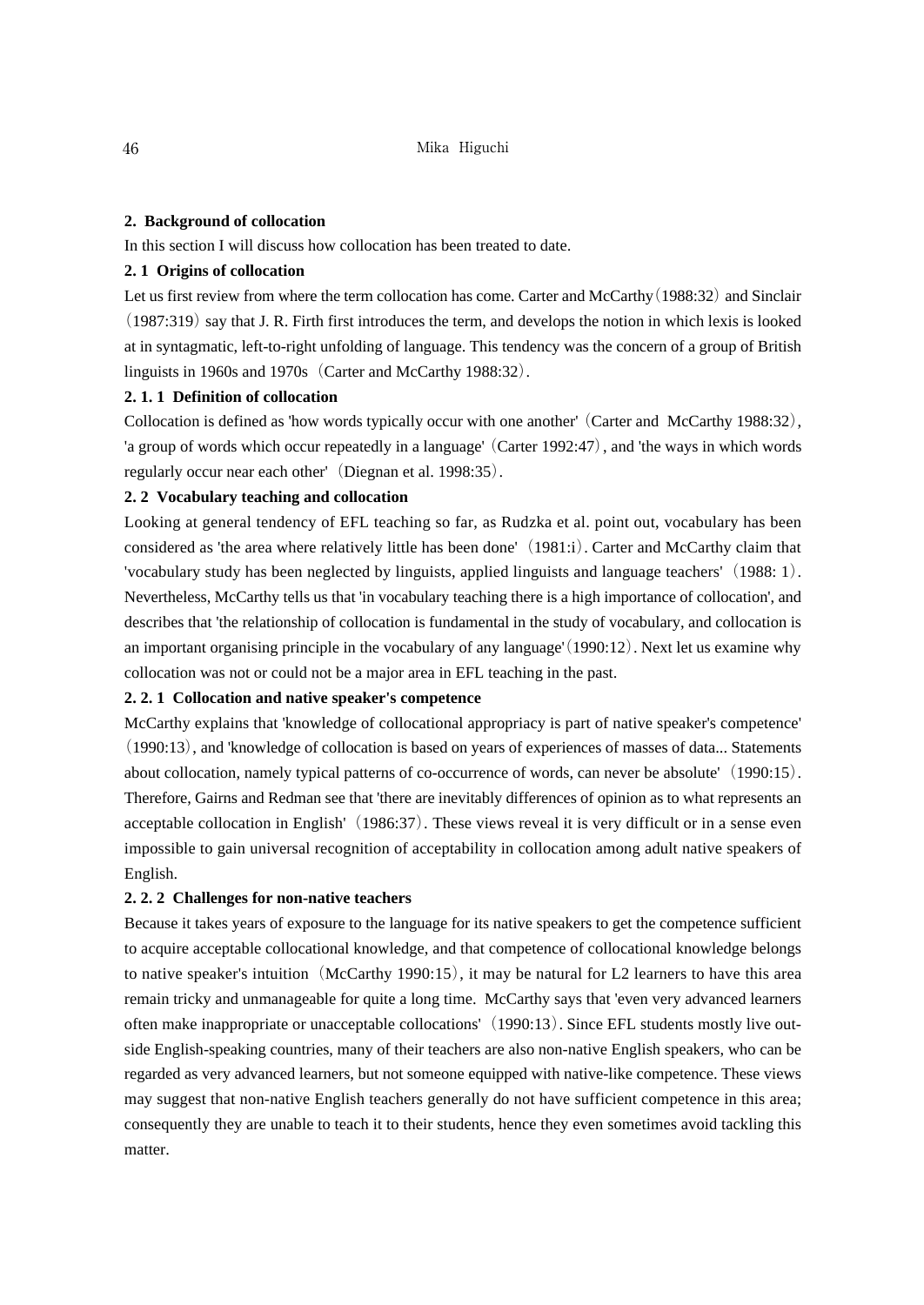## 2. Background of collocation

In this section I will discuss how collocation has been treated to date.

### 2. 1 Origins of collocation

Let us first review from where the term collocation has come. Carter and McCarthy（1988:32）and Sinclair（1987:319）say that J. R. Firth first introduces the term, and develops the notion in which lexis is looked at in syntagmatic, left-to-right unfolding of language. This tendency was the concern of a group of British linguists in 1960s and 1970s（Carter and McCarthy 1988:32）.

#### 2. 1. 1 Definition of collocation

Collocation is defined as 'how words typically occur with one another'（Carter and McCarthy 1988:32）, 'a group of words which occur repeatedly in a language'（Carter 1992:47）, and 'the ways in which words regularly occur near each other'（Diegnan et al. 1998:35）.

### 2. 2 Vocabulary teaching and collocation

Looking at general tendency of EFL teaching so far, as Rudzka et al. point out, vocabulary has been considered as 'the area where relatively little has been done'（1981:i）. Carter and McCarthy claim that 'vocabulary study has been neglected by linguists, applied linguists and language teachers'（1988: 1）. Nevertheless, McCarthy tells us that 'in vocabulary teaching there is a high importance of collocation', and describes that 'the relationship of collocation is fundamental in the study of vocabulary, and collocation is an important organising principle in the vocabulary of any language'（1990:12）. Next let us examine why collocation was not or could not be a major area in EFL teaching in the past.

#### 2. 2. 1 Collocation and native speaker's competence

McCarthy explains that 'knowledge of collocational appropriacy is part of native speaker's competence'（1990:13）, and 'knowledge of collocation is based on years of experiences of masses of data... Statements about collocation, namely typical patterns of co-occurrence of words, can never be absolute'（1990:15）. Therefore, Gairns and Redman see that 'there are inevitably differences of opinion as to what represents an acceptable collocation in English'（1986:37）. These views reveal it is very difficult or in a sense even impossible to gain universal recognition of acceptability in collocation among adult native speakers of English.

#### 2. 2. 2 Challenges for non-native teachers

Because it takes years of exposure to the language for its native speakers to get the competence sufficient to acquire acceptable collocational knowledge, and that competence of collocational knowledge belongs to native speaker's intuition（McCarthy 1990:15）, it may be natural for L2 learners to have this area remain tricky and unmanageable for quite a long time. McCarthy says that 'even very advanced learners often make inappropriate or unacceptable collocations'（1990:13）. Since EFL students mostly live outside English-speaking countries, many of their teachers are also non-native English speakers, who can be regarded as very advanced learners, but not someone equipped with native-like competence. These views may suggest that non-native English teachers generally do not have sufficient competence in this area; consequently they are unable to teach it to their students, hence they even sometimes avoid tackling this matter.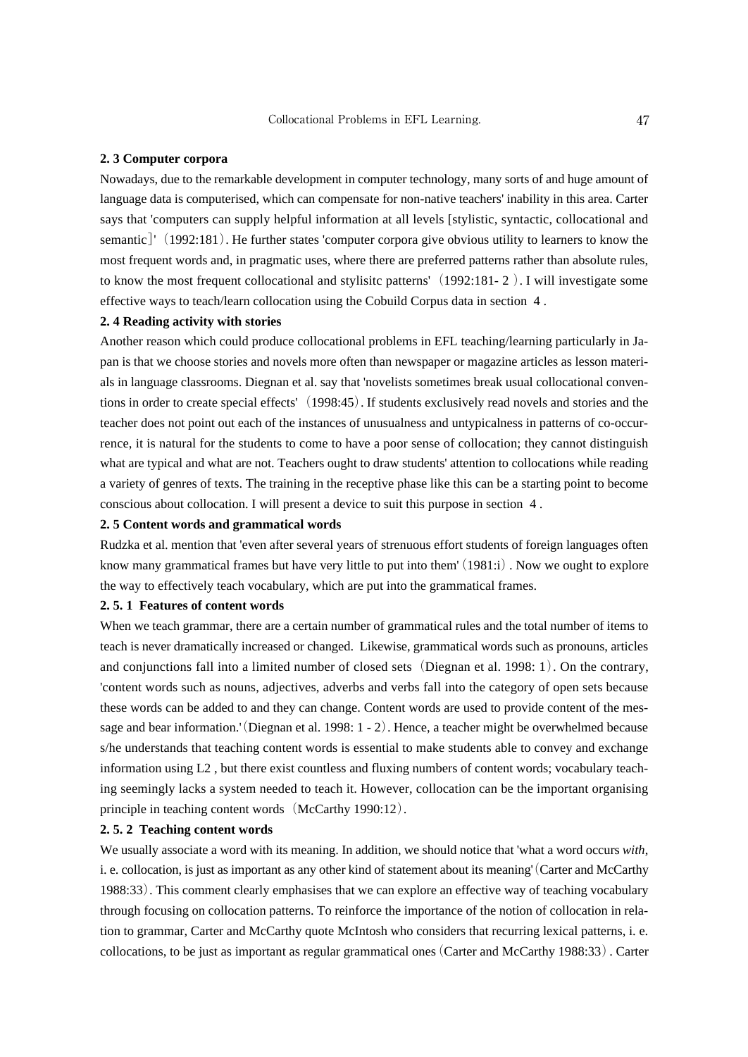### 2. 3 Computer corpora

Nowadays, due to the remarkable development in computer technology, many sorts of and huge amount of language data is computerised, which can compensate for non-native teachers' inability in this area. Carter says that 'computers can supply helpful information at all levels [stylistic, syntactic, collocational and semantic]' (1992:181). He further states 'computer corpora give obvious utility to learners to know the most frequent words and, in pragmatic uses, where there are preferred patterns rather than absolute rules, to know the most frequent collocational and stylisitc patterns' (1992:181- 2 ). I will investigate some effective ways to teach/learn collocation using the Cobuild Corpus data in section 4 .

### 2. 4 Reading activity with stories

Another reason which could produce collocational problems in EFL teaching/learning particularly in Japan is that we choose stories and novels more often than newspaper or magazine articles as lesson materials in language classrooms. Diegnan et al. say that 'novelists sometimes break usual collocational conventions in order to create special effects' (1998:45). If students exclusively read novels and stories and the teacher does not point out each of the instances of unusualness and untypicalness in patterns of co-occurrence, it is natural for the students to come to have a poor sense of collocation; they cannot distinguish what are typical and what are not. Teachers ought to draw students' attention to collocations while reading a variety of genres of texts. The training in the receptive phase like this can be a starting point to become conscious about collocation. I will present a device to suit this purpose in section 4 .

### 2. 5 Content words and grammatical words

Rudzka et al. mention that 'even after several years of strenuous effort students of foreign languages often know many grammatical frames but have very little to put into them' (1981:i) . Now we ought to explore the way to effectively teach vocabulary, which are put into the grammatical frames.

#### 2. 5. 1 Features of content words

When we teach grammar, there are a certain number of grammatical rules and the total number of items to teach is never dramatically increased or changed. Likewise, grammatical words such as pronouns, articles and conjunctions fall into a limited number of closed sets (Diegnan et al. 1998: 1). On the contrary, 'content words such as nouns, adjectives, adverbs and verbs fall into the category of open sets because these words can be added to and they can change. Content words are used to provide content of the message and bear information.' (Diegnan et al. 1998: 1 - 2). Hence, a teacher might be overwhelmed because s/he understands that teaching content words is essential to make students able to convey and exchange information using L2 , but there exist countless and fluxing numbers of content words; vocabulary teaching seemingly lacks a system needed to teach it. However, collocation can be the important organising principle in teaching content words (McCarthy 1990:12).

#### 2. 5. 2 Teaching content words

We usually associate a word with its meaning. In addition, we should notice that 'what a word occurs *with*, i. e. collocation, is just as important as any other kind of statement about its meaning' (Carter and McCarthy 1988:33). This comment clearly emphasises that we can explore an effective way of teaching vocabulary through focusing on collocation patterns. To reinforce the importance of the notion of collocation in relation to grammar, Carter and McCarthy quote McIntosh who considers that recurring lexical patterns, i. e. collocations, to be just as important as regular grammatical ones (Carter and McCarthy 1988:33) . Carter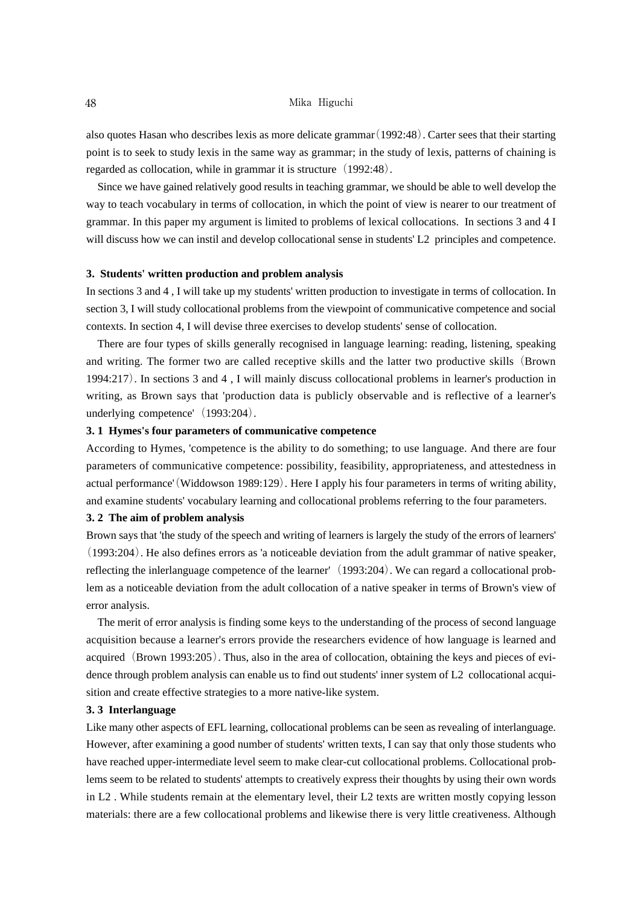also quotes Hasan who describes lexis as more delicate grammar (1992:48). Carter sees that their starting point is to seek to study lexis in the same way as grammar; in the study of lexis, patterns of chaining is regarded as collocation, while in grammar it is structure (1992:48).

Since we have gained relatively good results in teaching grammar, we should be able to well develop the way to teach vocabulary in terms of collocation, in which the point of view is nearer to our treatment of grammar. In this paper my argument is limited to problems of lexical collocations. In sections 3 and 4 I will discuss how we can instil and develop collocational sense in students' L2 principles and competence.

### 3. Students' written production and problem analysis

In sections 3 and 4 , I will take up my students' written production to investigate in terms of collocation. In section 3, I will study collocational problems from the viewpoint of communicative competence and social contexts. In section 4, I will devise three exercises to develop students' sense of collocation.

There are four types of skills generally recognised in language learning: reading, listening, speaking and writing. The former two are called receptive skills and the latter two productive skills (Brown 1994:217). In sections 3 and 4 , I will mainly discuss collocational problems in learner's production in writing, as Brown says that 'production data is publicly observable and is reflective of a learner's underlying competence' (1993:204).

#### 3. 1 Hymes's four parameters of communicative competence

According to Hymes, 'competence is the ability to do something; to use language. And there are four parameters of communicative competence: possibility, feasibility, appropriateness, and attestedness in actual performance' (Widdowson 1989:129). Here I apply his four parameters in terms of writing ability, and examine students' vocabulary learning and collocational problems referring to the four parameters.

#### 3. 2 The aim of problem analysis

Brown says that 'the study of the speech and writing of learners is largely the study of the errors of learners' (1993:204). He also defines errors as 'a noticeable deviation from the adult grammar of native speaker, reflecting the inlerlanguage competence of the learner' (1993:204). We can regard a collocational problem as a noticeable deviation from the adult collocation of a native speaker in terms of Brown's view of error analysis.

The merit of error analysis is finding some keys to the understanding of the process of second language acquisition because a learner's errors provide the researchers evidence of how language is learned and acquired (Brown 1993:205). Thus, also in the area of collocation, obtaining the keys and pieces of evidence through problem analysis can enable us to find out students' inner system of L2 collocational acquisition and create effective strategies to a more native-like system.

#### 3. 3 Interlanguage

Like many other aspects of EFL learning, collocational problems can be seen as revealing of interlanguage. However, after examining a good number of students' written texts, I can say that only those students who have reached upper-intermediate level seem to make clear-cut collocational problems. Collocational problems seem to be related to students' attempts to creatively express their thoughts by using their own words in L2 . While students remain at the elementary level, their L2 texts are written mostly copying lesson materials: there are a few collocational problems and likewise there is very little creativeness. Although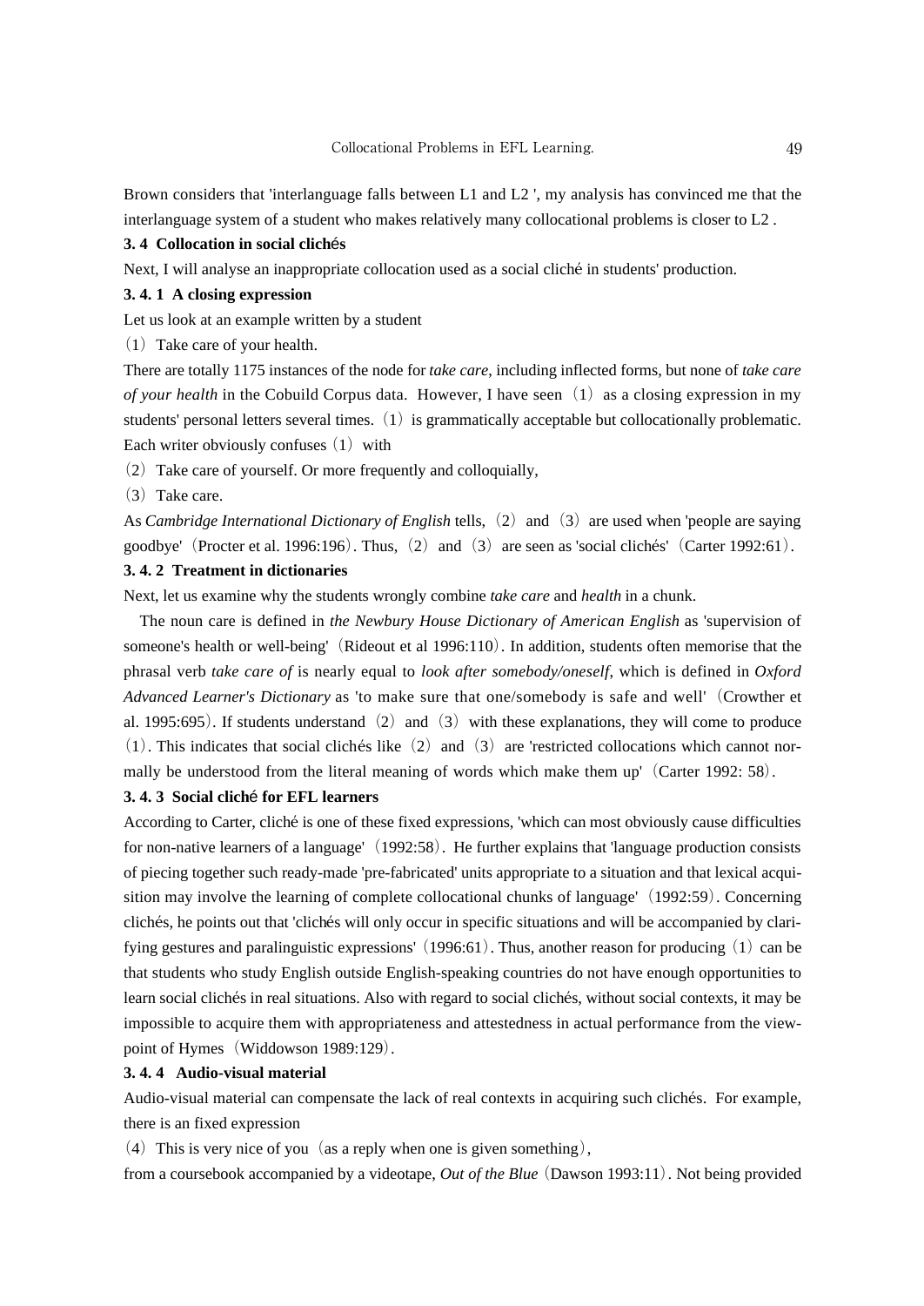Brown considers that 'interlanguage falls between L1 and L2 ', my analysis has convinced me that the interlanguage system of a student who makes relatively many collocational problems is closer to L2 .

### 3. 4 Collocation in social clichés

Next, I will analyse an inappropriate collocation used as a social cliché in students' production.

#### 3. 4. 1 A closing expression

Let us look at an example written by a student

(1) Take care of your health.

There are totally 1175 instances of the node for *take care*, including inflected forms, but none of *take care of your health* in the Cobuild Corpus data. However, I have seen (1) as a closing expression in my students' personal letters several times. (1) is grammatically acceptable but collocationally problematic. Each writer obviously confuses (1) with

(2) Take care of yourself. Or more frequently and colloquially,

(3) Take care.

As *Cambridge International Dictionary of English* tells, (2) and (3) are used when 'people are saying goodbye' (Procter et al. 1996:196). Thus, (2) and (3) are seen as 'social clichés' (Carter 1992:61).

#### 3. 4. 2 Treatment in dictionaries

Next, let us examine why the students wrongly combine *take care* and *health* in a chunk.

The noun care is defined in *the Newbury House Dictionary of American English* as 'supervision of someone's health or well-being' (Rideout et al 1996:110). In addition, students often memorise that the phrasal verb *take care of* is nearly equal to *look after somebody/oneself*, which is defined in *Oxford Advanced Learner's Dictionary* as 'to make sure that one/somebody is safe and well' (Crowther et al. 1995:695). If students understand (2) and (3) with these explanations, they will come to produce (1). This indicates that social clichés like (2) and (3) are 'restricted collocations which cannot normally be understood from the literal meaning of words which make them up' (Carter 1992: 58).

#### 3. 4. 3 Social cliché for EFL learners

According to Carter, cliché is one of these fixed expressions, 'which can most obviously cause difficulties for non-native learners of a language' (1992:58). He further explains that 'language production consists of piecing together such ready-made 'pre-fabricated' units appropriate to a situation and that lexical acquisition may involve the learning of complete collocational chunks of language' (1992:59). Concerning clichés, he points out that 'clichés will only occur in specific situations and will be accompanied by clarifying gestures and paralinguistic expressions' (1996:61). Thus, another reason for producing (1) can be that students who study English outside English-speaking countries do not have enough opportunities to learn social clichés in real situations. Also with regard to social clichés, without social contexts, it may be impossible to acquire them with appropriateness and attestedness in actual performance from the viewpoint of Hymes (Widdowson 1989:129).

#### 3. 4. 4 Audio-visual material

Audio-visual material can compensate the lack of real contexts in acquiring such clichés. For example, there is an fixed expression

(4) This is very nice of you (as a reply when one is given something),

from a coursebook accompanied by a videotape, *Out of the Blue* (Dawson 1993:11). Not being provided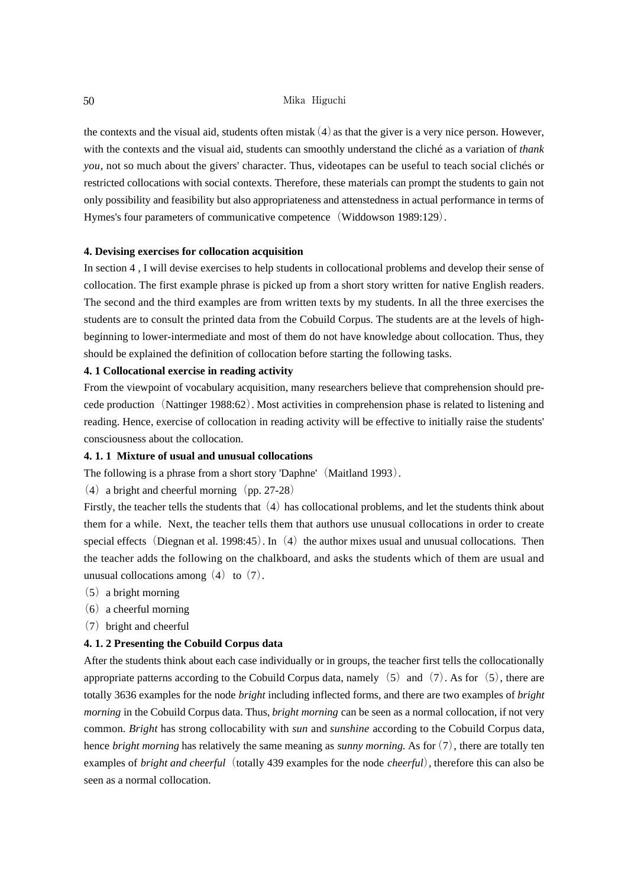the contexts and the visual aid, students often mistak（4）as that the giver is a very nice person. However, with the contexts and the visual aid, students can smoothly understand the cliché as a variation of *thank you*, not so much about the givers' character. Thus, videotapes can be useful to teach social clichés or restricted collocations with social contexts. Therefore, these materials can prompt the students to gain not only possibility and feasibility but also appropriateness and attenstedness in actual performance in terms of Hymes's four parameters of communicative competence（Widdowson 1989:129）.

### 4. Devising exercises for collocation acquisition

In section 4 , I will devise exercises to help students in collocational problems and develop their sense of collocation. The first example phrase is picked up from a short story written for native English readers. The second and the third examples are from written texts by my students. In all the three exercises the students are to consult the printed data from the Cobuild Corpus. The students are at the levels of high-beginning to lower-intermediate and most of them do not have knowledge about collocation. Thus, they should be explained the definition of collocation before starting the following tasks.

#### 4. 1 Collocational exercise in reading activity

From the viewpoint of vocabulary acquisition, many researchers believe that comprehension should precede production（Nattinger 1988:62）. Most activities in comprehension phase is related to listening and reading. Hence, exercise of collocation in reading activity will be effective to initially raise the students' consciousness about the collocation.

#### 4. 1. 1 Mixture of usual and unusual collocations

The following is a phrase from a short story 'Daphne'（Maitland 1993）.

（4）a bright and cheerful morning（pp. 27-28）

Firstly, the teacher tells the students that（4）has collocational problems, and let the students think about them for a while. Next, the teacher tells them that authors use unusual collocations in order to create special effects（Diegnan et al. 1998:45）. In（4）the author mixes usual and unusual collocations. Then the teacher adds the following on the chalkboard, and asks the students which of them are usual and unusual collocations among（4）to（7）.

（5）a bright morning

（6）a cheerful morning

（7）bright and cheerful

#### 4. 1. 2 Presenting the Cobuild Corpus data

After the students think about each case individually or in groups, the teacher first tells the collocationally appropriate patterns according to the Cobuild Corpus data, namely（5）and（7）. As for（5）, there are totally 3636 examples for the node *bright* including inflected forms, and there are two examples of *bright morning* in the Cobuild Corpus data. Thus, *bright morning* can be seen as a normal collocation, if not very common. *Bright* has strong collocability with *sun* and *sunshine* according to the Cobuild Corpus data, hence *bright morning* has relatively the same meaning as *sunny morning.* As for（7）, there are totally ten examples of *bright and cheerful*（totally 439 examples for the node *cheerful*）, therefore this can also be seen as a normal collocation.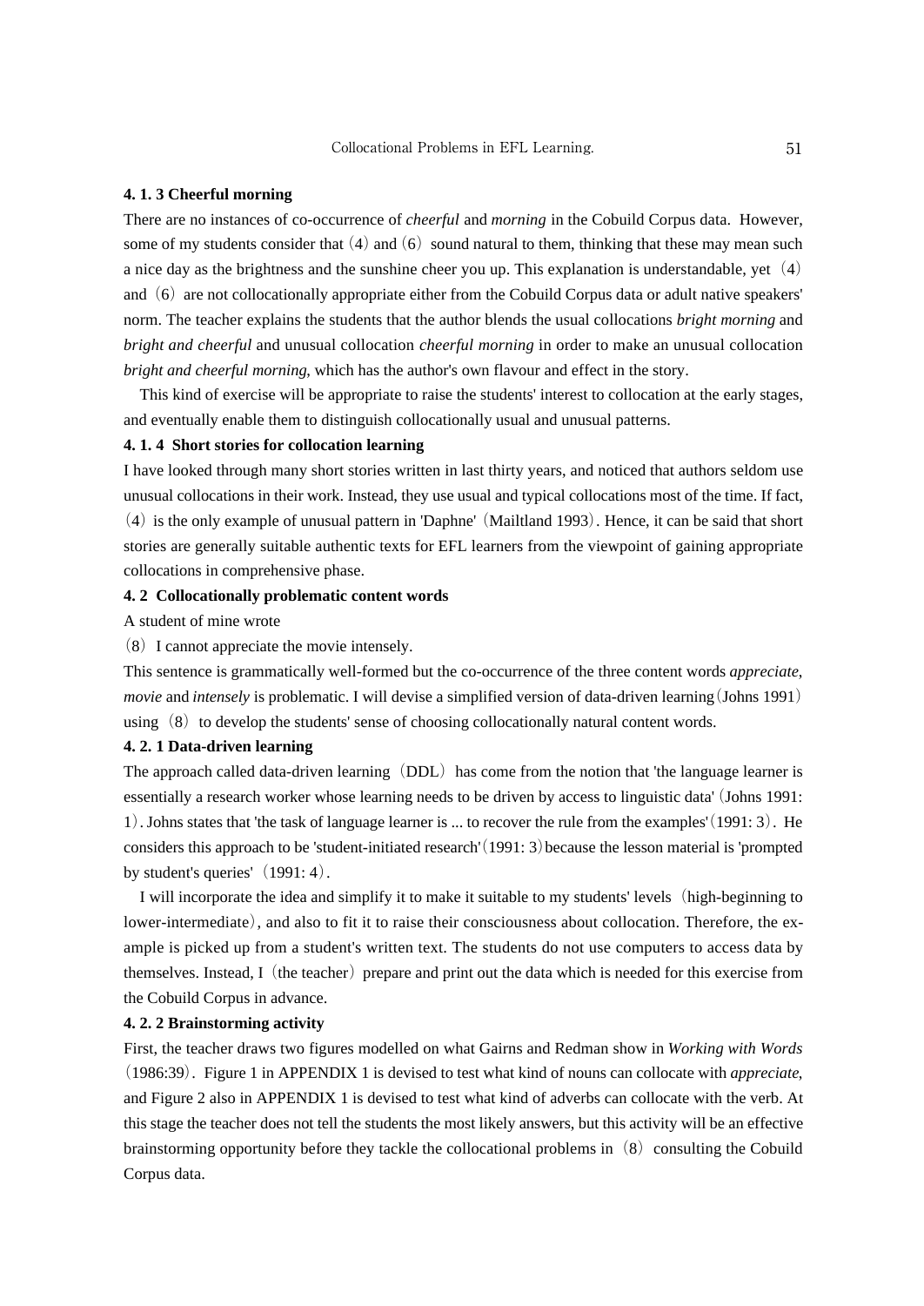### 4. 1. 3 Cheerful morning

There are no instances of co-occurrence of *cheerful* and *morning* in the Cobuild Corpus data. However, some of my students consider that（4）and（6）sound natural to them, thinking that these may mean such a nice day as the brightness and the sunshine cheer you up. This explanation is understandable, yet（4）and（6）are not collocationally appropriate either from the Cobuild Corpus data or adult native speakers' norm. The teacher explains the students that the author blends the usual collocations *bright morning* and *bright and cheerful* and unusual collocation *cheerful morning* in order to make an unusual collocation *bright and cheerful morning*, which has the author's own flavour and effect in the story.

This kind of exercise will be appropriate to raise the students' interest to collocation at the early stages, and eventually enable them to distinguish collocationally usual and unusual patterns.

### 4. 1. 4 Short stories for collocation learning

I have looked through many short stories written in last thirty years, and noticed that authors seldom use unusual collocations in their work. Instead, they use usual and typical collocations most of the time. If fact,（4）is the only example of unusual pattern in 'Daphne'（Mailtland 1993）. Hence, it can be said that short stories are generally suitable authentic texts for EFL learners from the viewpoint of gaining appropriate collocations in comprehensive phase.

### 4. 2 Collocationally problematic content words

A student of mine wrote

（8）I cannot appreciate the movie intensely.

This sentence is grammatically well-formed but the co-occurrence of the three content words *appreciate*, *movie* and *intensely* is problematic. I will devise a simplified version of data-driven learning（Johns 1991）using（8）to develop the students' sense of choosing collocationally natural content words.

### 4. 2. 1 Data-driven learning

The approach called data-driven learning（DDL）has come from the notion that 'the language learner is essentially a research worker whose learning needs to be driven by access to linguistic data'（Johns 1991: 1）. Johns states that 'the task of language learner is ... to recover the rule from the examples'（1991: 3）. He considers this approach to be 'student-initiated research'（1991: 3）because the lesson material is 'prompted by student's queries'（1991: 4）.

I will incorporate the idea and simplify it to make it suitable to my students' levels（high-beginning to lower-intermediate）, and also to fit it to raise their consciousness about collocation. Therefore, the example is picked up from a student's written text. The students do not use computers to access data by themselves. Instead, I（the teacher）prepare and print out the data which is needed for this exercise from the Cobuild Corpus in advance.

### 4. 2. 2 Brainstorming activity

First, the teacher draws two figures modelled on what Gairns and Redman show in *Working with Words*（1986:39）. Figure 1 in APPENDIX 1 is devised to test what kind of nouns can collocate with *appreciate*, and Figure 2 also in APPENDIX 1 is devised to test what kind of adverbs can collocate with the verb. At this stage the teacher does not tell the students the most likely answers, but this activity will be an effective brainstorming opportunity before they tackle the collocational problems in（8）consulting the Cobuild Corpus data.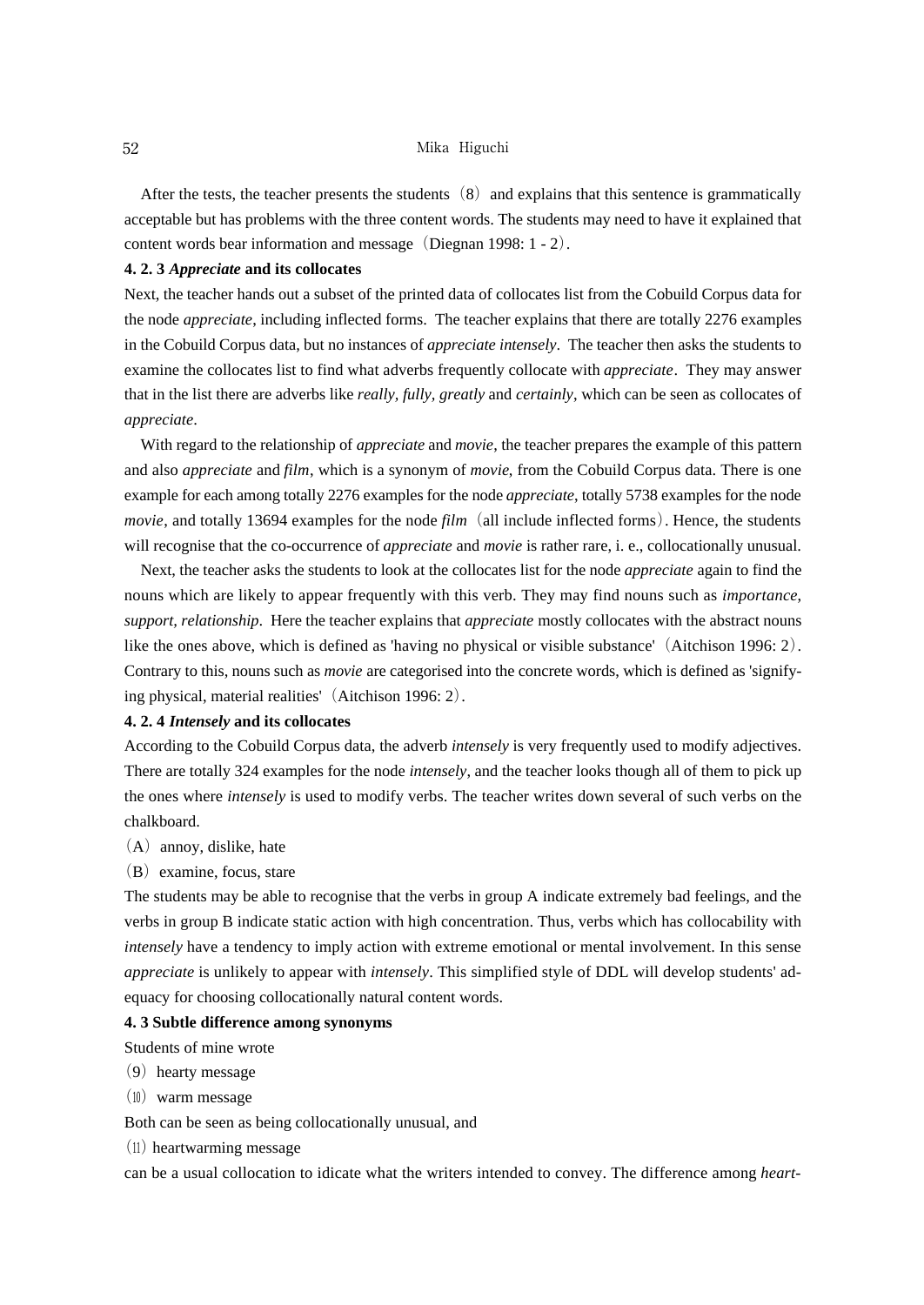After the tests, the teacher presents the students（8）and explains that this sentence is grammatically acceptable but has problems with the three content words. The students may need to have it explained that content words bear information and message（Diegnan 1998: 1 - 2）.

**4. 2. 3 *Appreciate* and its collocates**

Next, the teacher hands out a subset of the printed data of collocates list from the Cobuild Corpus data for the node *appreciate*, including inflected forms. The teacher explains that there are totally 2276 examples in the Cobuild Corpus data, but no instances of *appreciate intensely*. The teacher then asks the students to examine the collocates list to find what adverbs frequently collocate with *appreciate*. They may answer that in the list there are adverbs like *really, fully, greatly* and *certainly*, which can be seen as collocates of *appreciate*.

With regard to the relationship of *appreciate* and *movie*, the teacher prepares the example of this pattern and also *appreciate* and *film*, which is a synonym of *movie*, from the Cobuild Corpus data. There is one example for each among totally 2276 examples for the node *appreciate*, totally 5738 examples for the node *movie*, and totally 13694 examples for the node *film*（all include inflected forms）. Hence, the students will recognise that the co-occurrence of *appreciate* and *movie* is rather rare, i. e., collocationally unusual.

Next, the teacher asks the students to look at the collocates list for the node *appreciate* again to find the nouns which are likely to appear frequently with this verb. They may find nouns such as *importance, support, relationship*. Here the teacher explains that *appreciate* mostly collocates with the abstract nouns like the ones above, which is defined as 'having no physical or visible substance'（Aitchison 1996: 2）. Contrary to this, nouns such as *movie* are categorised into the concrete words, which is defined as 'signifying physical, material realities'（Aitchison 1996: 2）.

**4. 2. 4 *Intensely* and its collocates**

According to the Cobuild Corpus data, the adverb *intensely* is very frequently used to modify adjectives. There are totally 324 examples for the node *intensely*, and the teacher looks though all of them to pick up the ones where *intensely* is used to modify verbs. The teacher writes down several of such verbs on the chalkboard.

（A）annoy, dislike, hate

（B）examine, focus, stare

The students may be able to recognise that the verbs in group A indicate extremely bad feelings, and the verbs in group B indicate static action with high concentration. Thus, verbs which has collocability with *intensely* have a tendency to imply action with extreme emotional or mental involvement. In this sense *appreciate* is unlikely to appear with *intensely*. This simplified style of DDL will develop students' adequacy for choosing collocationally natural content words.

**4. 3 Subtle difference among synonyms**

Students of mine wrote

（9）hearty message

（10）warm message

Both can be seen as being collocationally unusual, and

（11）heartwarming message

can be a usual collocation to idicate what the writers intended to convey. The difference among *heart-*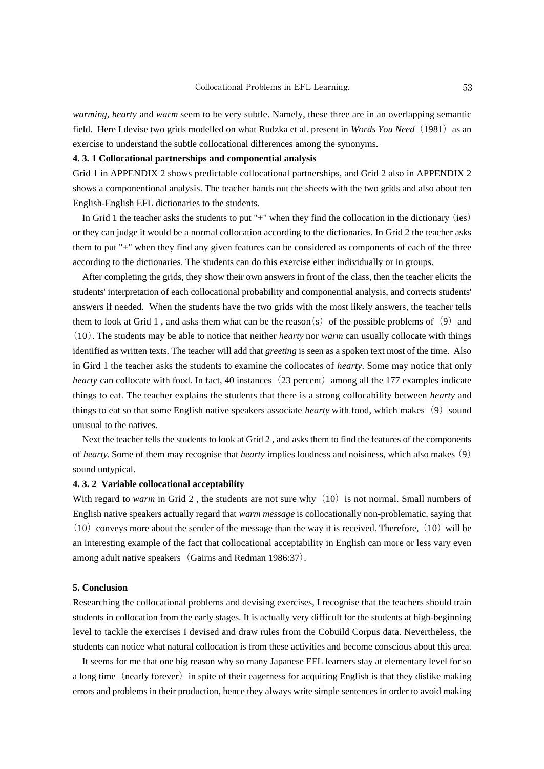*warming*, *hearty* and *warm* seem to be very subtle. Namely, these three are in an overlapping semantic field. Here I devise two grids modelled on what Rudzka et al. present in *Words You Need*（1981）as an exercise to understand the subtle collocational differences among the synonyms.

#### 4. 3. 1 Collocational partnerships and componential analysis

Grid 1 in APPENDIX 2 shows predictable collocational partnerships, and Grid 2 also in APPENDIX 2 shows a componentional analysis. The teacher hands out the sheets with the two grids and also about ten English-English EFL dictionaries to the students.

In Grid 1 the teacher asks the students to put "+" when they find the collocation in the dictionary（ies）or they can judge it would be a normal collocation according to the dictionaries. In Grid 2 the teacher asks them to put "+" when they find any given features can be considered as components of each of the three according to the dictionaries. The students can do this exercise either individually or in groups.

After completing the grids, they show their own answers in front of the class, then the teacher elicits the students' interpretation of each collocational probability and componential analysis, and corrects students' answers if needed. When the students have the two grids with the most likely answers, the teacher tells them to look at Grid 1 , and asks them what can be the reason（s）of the possible problems of（9）and（10）. The students may be able to notice that neither *hearty* nor *warm* can usually collocate with things identified as written texts. The teacher will add that *greeting* is seen as a spoken text most of the time. Also in Gird 1 the teacher asks the students to examine the collocates of *hearty*. Some may notice that only *hearty* can collocate with food. In fact, 40 instances（23 percent）among all the 177 examples indicate things to eat. The teacher explains the students that there is a strong collocability between *hearty* and things to eat so that some English native speakers associate *hearty* with food, which makes（9）sound unusual to the natives.

Next the teacher tells the students to look at Grid 2 , and asks them to find the features of the components of *hearty.* Some of them may recognise that *hearty* implies loudness and noisiness, which also makes（9）sound untypical.

#### 4. 3. 2 Variable collocational acceptability

With regard to *warm* in Grid 2 , the students are not sure why（10）is not normal. Small numbers of English native speakers actually regard that *warm message* is collocationally non-problematic, saying that（10）conveys more about the sender of the message than the way it is received. Therefore,（10）will be an interesting example of the fact that collocational acceptability in English can more or less vary even among adult native speakers（Gairns and Redman 1986:37）.

### 5. Conclusion

Researching the collocational problems and devising exercises, I recognise that the teachers should train students in collocation from the early stages. It is actually very difficult for the students at high-beginning level to tackle the exercises I devised and draw rules from the Cobuild Corpus data. Nevertheless, the students can notice what natural collocation is from these activities and become conscious about this area.

It seems for me that one big reason why so many Japanese EFL learners stay at elementary level for so a long time（nearly forever）in spite of their eagerness for acquiring English is that they dislike making errors and problems in their production, hence they always write simple sentences in order to avoid making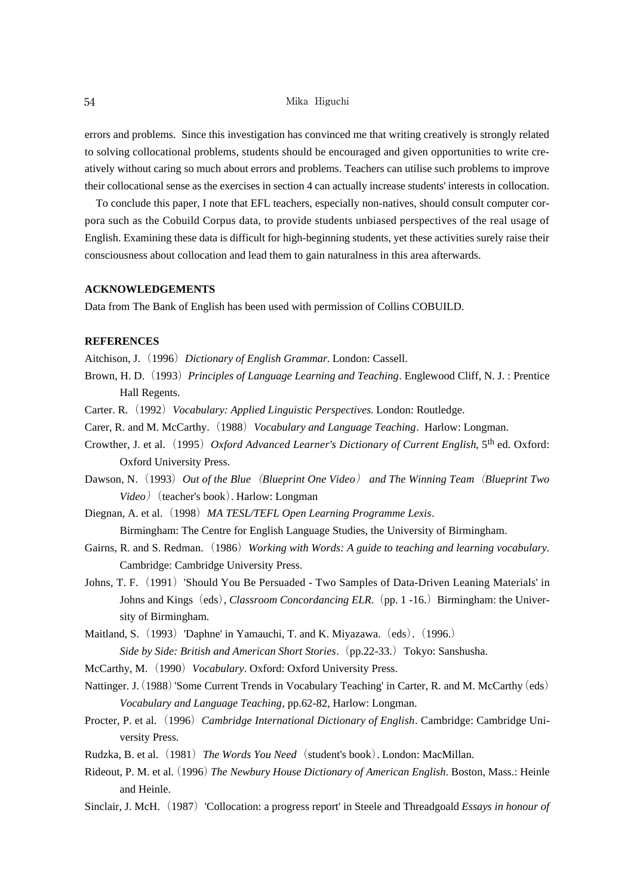errors and problems. Since this investigation has convinced me that writing creatively is strongly related to solving collocational problems, students should be encouraged and given opportunities to write creatively without caring so much about errors and problems. Teachers can utilise such problems to improve their collocational sense as the exercises in section 4 can actually increase students' interests in collocation.

To conclude this paper, I note that EFL teachers, especially non-natives, should consult computer corpora such as the Cobuild Corpus data, to provide students unbiased perspectives of the real usage of English. Examining these data is difficult for high-beginning students, yet these activities surely raise their consciousness about collocation and lead them to gain naturalness in this area afterwards.

## ACKNOWLEDGEMENTS

Data from The Bank of English has been used with permission of Collins COBUILD.

## REFERENCES

Aitchison, J.（1996）*Dictionary of English Grammar.* London: Cassell.

Brown, H. D.（1993）*Principles of Language Learning and Teaching*. Englewood Cliff, N. J. : Prentice Hall Regents.

Carter. R.（1992）*Vocabulary: Applied Linguistic Perspectives.* London: Routledge.

Carer, R. and M. McCarthy.（1988）*Vocabulary and Language Teaching*. Harlow: Longman.

Crowther, J. et al.（1995）*Oxford Advanced Learner's Dictionary of Current English,* 5th ed. Oxford: Oxford University Press.

Dawson, N.（1993）*Out of the Blue*（*Blueprint One Video*）*and The Winning Team*（*Blueprint Two Video*）（teacher's book）. Harlow: Longman

Diegnan, A. et al.（1998）*MA TESL/TEFL Open Learning Programme Lexis*. Birmingham: The Centre for English Language Studies, the University of Birmingham.

Gairns, R. and S. Redman.（1986）*Working with Words: A guide to teaching and learning vocabulary.* Cambridge: Cambridge University Press.

Johns, T. F.（1991）'Should You Be Persuaded - Two Samples of Data-Driven Leaning Materials' in Johns and Kings（eds）, *Classroom Concordancing ELR*.（pp. 1 -16.）Birmingham: the University of Birmingham.

Maitland, S.（1993）'Daphne' in Yamauchi, T. and K. Miyazawa.（eds）.（1996.）*Side by Side: British and American Short Stories*.（pp.22-33.）Tokyo: Sanshusha.

McCarthy, M.（1990）*Vocabulary*. Oxford: Oxford University Press.

Nattinger. J.（1988）'Some Current Trends in Vocabulary Teaching' in Carter, R. and M. McCarthy（eds）*Vocabulary and Language Teaching*, pp.62-82, Harlow: Longman.

Procter, P. et al.（1996）*Cambridge International Dictionary of English*. Cambridge: Cambridge University Press.

Rudzka, B. et al.（1981）*The Words You Need*（student's book）. London: MacMillan.

Rideout, P. M. et al.（1996）*The Newbury House Dictionary of American English*. Boston, Mass.: Heinle and Heinle.

Sinclair, J. McH.（1987）'Collocation: a progress report' in Steele and Threadgoald *Essays in honour of*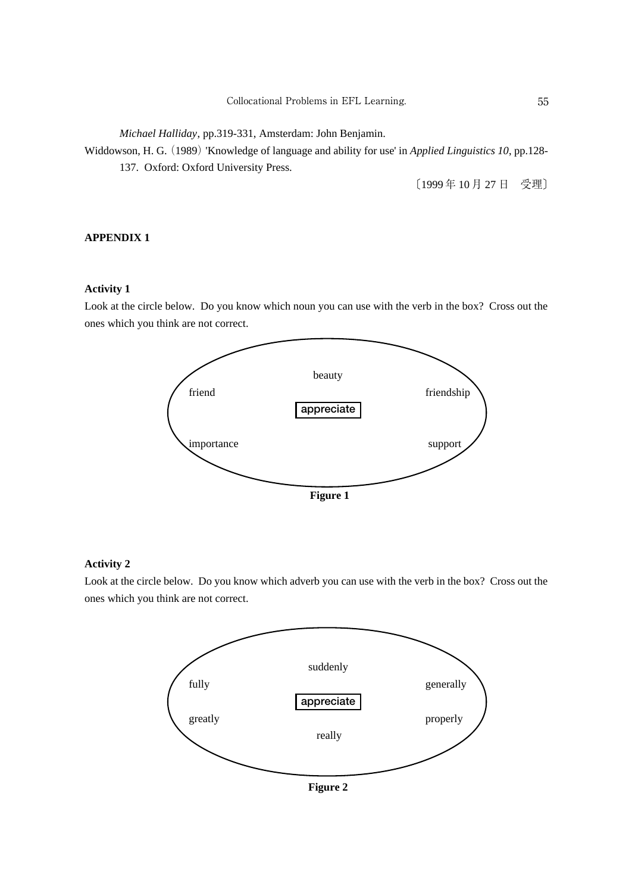*Michael Halliday*, pp.319-331, Amsterdam: John Benjamin.

Widdowson, H. G.（1989）'Knowledge of language and ability for use' in *Applied Linguistics 10*, pp.128-137. Oxford: Oxford University Press.

〔1999 年 10 月 27 日　受理〕

**APPENDIX 1**

**Activity 1**

Look at the circle below. Do you know which noun you can use with the verb in the box? Cross out the ones which you think are not correct.

beauty

friend　　　　　　　　　　　　friendship

**appreciate**

importance　　　　　　　　　　support

**Figure 1**

**Activity 2**

Look at the circle below. Do you know which adverb you can use with the verb in the box? Cross out the ones which you think are not correct.

suddenly

fully　　　　　　　　　　　　generally

**appreciate**

greatly　　　　　　　　　　　properly

really

**Figure 2**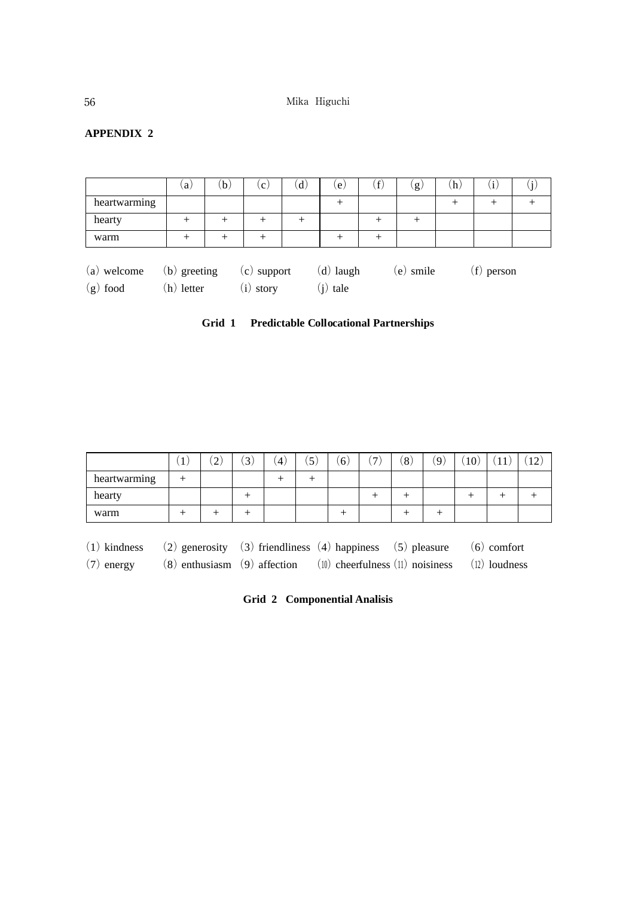## APPENDIX 2

| | (a) | (b) | (c) | (d) | (e) | (f) | (g) | (h) | (i) | (j) |
|---|---|---|---|---|---|---|---|---|---|---|
| heartwarming | | | | | + | | | + | + | + |
| hearty | + | + | + | + | | + | + | | | |
| warm | + | + | + | | + | + | | | | |

(a) welcome (b) greeting (c) support (d) laugh (e) smile (f) person
(g) food (h) letter (i) story (j) tale

**Grid 1 Predictable Collocational Partnerships**

| | (1) | (2) | (3) | (4) | (5) | (6) | (7) | (8) | (9) | (10) | (11) | (12) |
|---|---|---|---|---|---|---|---|---|---|---|---|---|
| heartwarming | + | | | + | + | | | | | | | |
| hearty | | | + | | | | + | + | | + | + | + |
| warm | + | + | + | | | + | | + | + | | | |

(1) kindness (2) generosity (3) friendliness (4) happiness (5) pleasure (6) comfort
(7) energy (8) enthusiasm (9) affection (10) cheerfulness (11) noisiness (12) loudness

**Grid 2 Componential Analisis**